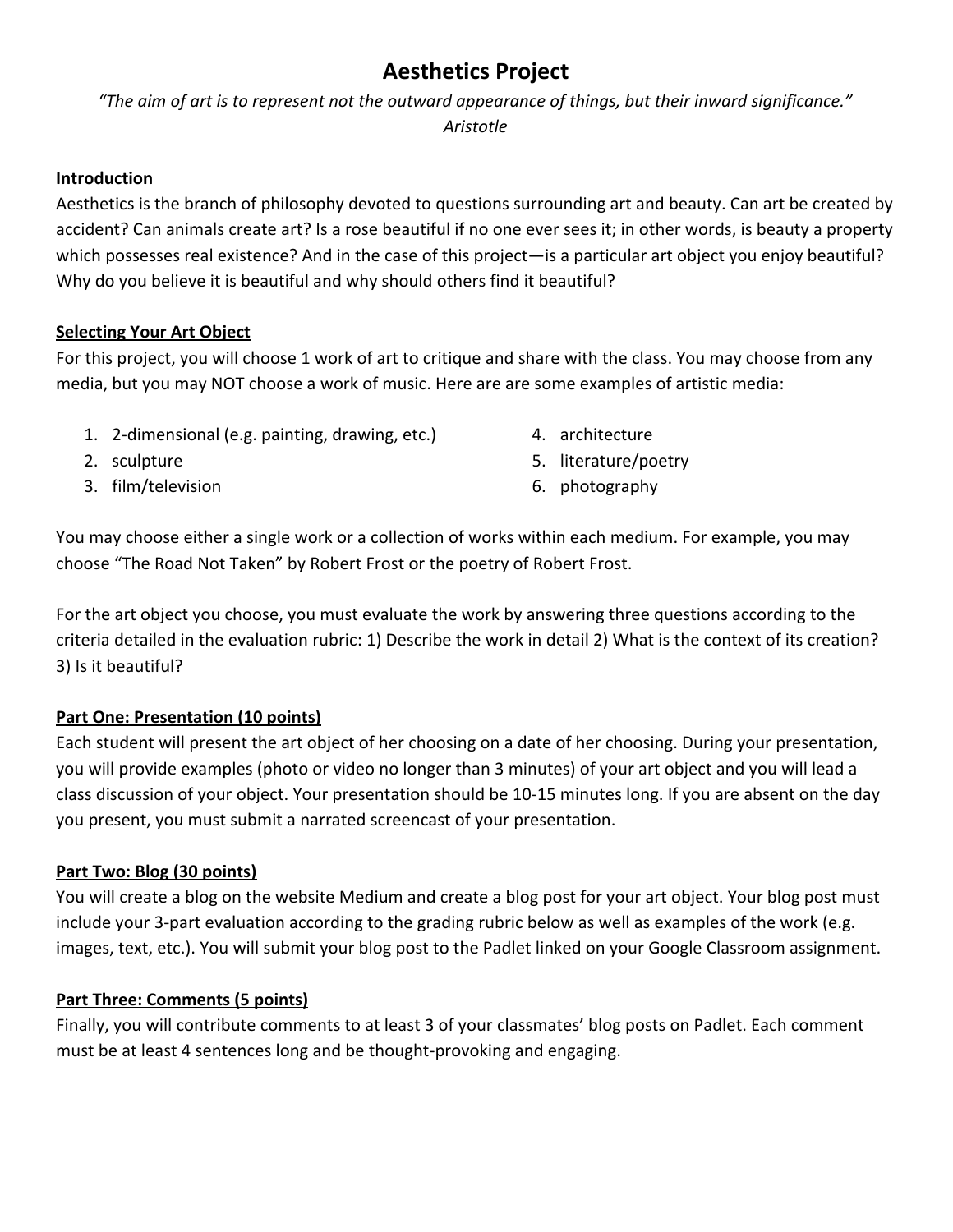# Aesthetics Project

*"The aim of art is to represent not the outward appearance of things, but their inward significance."*
*Aristotle*

## Introduction

Aesthetics is the branch of philosophy devoted to questions surrounding art and beauty. Can art be created by accident? Can animals create art? Is a rose beautiful if no one ever sees it; in other words, is beauty a property which possesses real existence? And in the case of this project—is a particular art object you enjoy beautiful? Why do you believe it is beautiful and why should others find it beautiful?

## Selecting Your Art Object

For this project, you will choose 1 work of art to critique and share with the class. You may choose from any media, but you may NOT choose a work of music. Here are are some examples of artistic media:

1. 2-dimensional (e.g. painting, drawing, etc.)
2. sculpture
3. film/television
4. architecture
5. literature/poetry
6. photography

You may choose either a single work or a collection of works within each medium. For example, you may choose "The Road Not Taken" by Robert Frost or the poetry of Robert Frost.

For the art object you choose, you must evaluate the work by answering three questions according to the criteria detailed in the evaluation rubric: 1) Describe the work in detail 2) What is the context of its creation? 3) Is it beautiful?

## Part One: Presentation (10 points)

Each student will present the art object of her choosing on a date of her choosing. During your presentation, you will provide examples (photo or video no longer than 3 minutes) of your art object and you will lead a class discussion of your object. Your presentation should be 10-15 minutes long. If you are absent on the day you present, you must submit a narrated screencast of your presentation.

## Part Two: Blog (30 points)

You will create a blog on the website Medium and create a blog post for your art object. Your blog post must include your 3-part evaluation according to the grading rubric below as well as examples of the work (e.g. images, text, etc.). You will submit your blog post to the Padlet linked on your Google Classroom assignment.

## Part Three: Comments (5 points)

Finally, you will contribute comments to at least 3 of your classmates' blog posts on Padlet. Each comment must be at least 4 sentences long and be thought-provoking and engaging.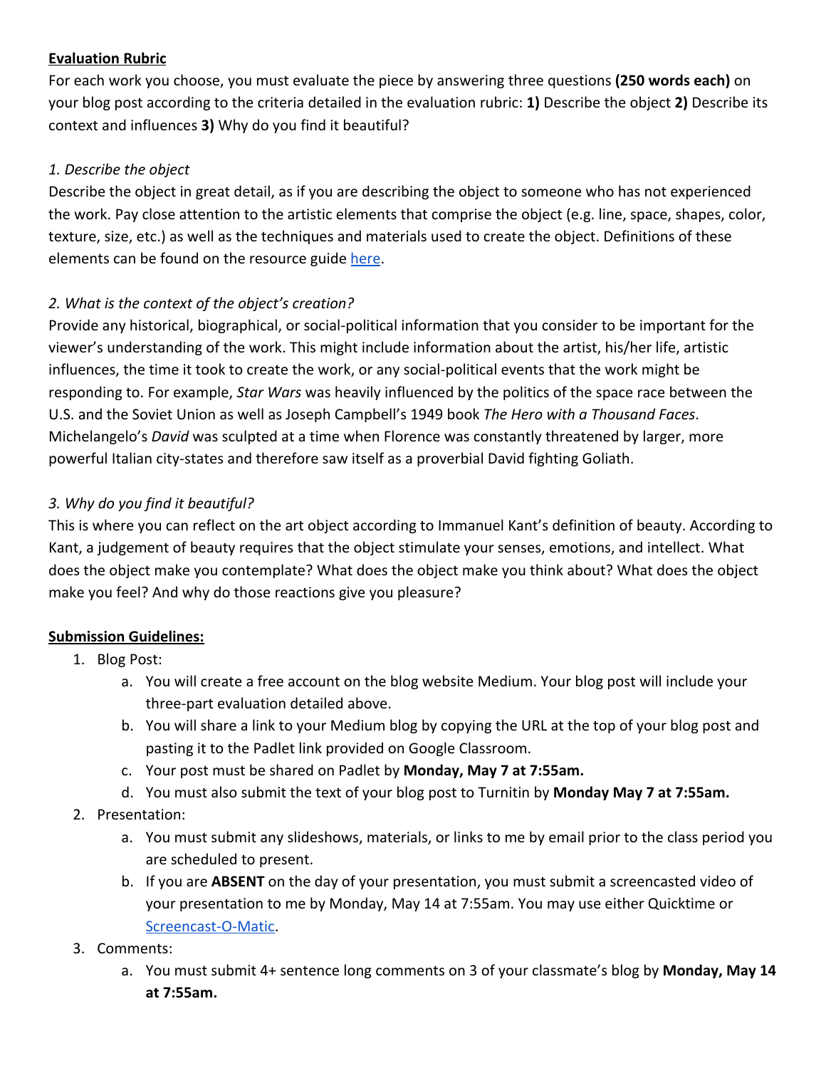## **Evaluation Rubric**

For each work you choose, you must evaluate the piece by answering three questions **(250 words each)** on your blog post according to the criteria detailed in the evaluation rubric: **1)** Describe the object **2)** Describe its context and influences **3)** Why do you find it beautiful?

*1. Describe the object*

Describe the object in great detail, as if you are describing the object to someone who has not experienced the work. Pay close attention to the artistic elements that comprise the object (e.g. line, space, shapes, color, texture, size, etc.) as well as the techniques and materials used to create the object. Definitions of these elements can be found on the resource guide here.

*2. What is the context of the object's creation?*

Provide any historical, biographical, or social-political information that you consider to be important for the viewer's understanding of the work. This might include information about the artist, his/her life, artistic influences, the time it took to create the work, or any social-political events that the work might be responding to. For example, *Star Wars* was heavily influenced by the politics of the space race between the U.S. and the Soviet Union as well as Joseph Campbell's 1949 book *The Hero with a Thousand Faces*. Michelangelo's *David* was sculpted at a time when Florence was constantly threatened by larger, more powerful Italian city-states and therefore saw itself as a proverbial David fighting Goliath.

*3. Why do you find it beautiful?*

This is where you can reflect on the art object according to Immanuel Kant's definition of beauty. According to Kant, a judgement of beauty requires that the object stimulate your senses, emotions, and intellect. What does the object make you contemplate? What does the object make you think about? What does the object make you feel? And why do those reactions give you pleasure?

## **Submission Guidelines:**

1. Blog Post:
   a. You will create a free account on the blog website Medium. Your blog post will include your three-part evaluation detailed above.
   b. You will share a link to your Medium blog by copying the URL at the top of your blog post and pasting it to the Padlet link provided on Google Classroom.
   c. Your post must be shared on Padlet by **Monday, May 7 at 7:55am.**
   d. You must also submit the text of your blog post to Turnitin by **Monday May 7 at 7:55am.**
2. Presentation:
   a. You must submit any slideshows, materials, or links to me by email prior to the class period you are scheduled to present.
   b. If you are **ABSENT** on the day of your presentation, you must submit a screencasted video of your presentation to me by Monday, May 14 at 7:55am. You may use either Quicktime or Screencast-O-Matic.
3. Comments:
   a. You must submit 4+ sentence long comments on 3 of your classmate's blog by **Monday, May 14 at 7:55am.**